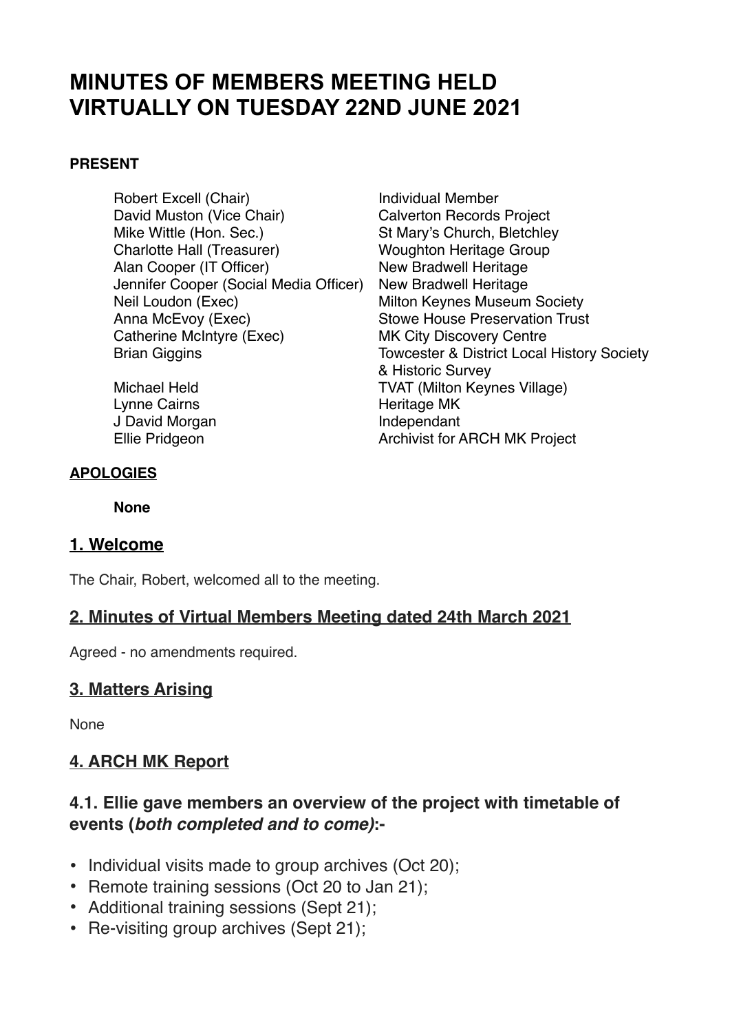# MINUTES OF MEMBERS MEETING HELD VIRTUALLY ON TUESDAY 22ND JUNE 2021

**PRESENT**

| | |
|---|---|
| Robert Excell (Chair) | Individual Member |
| David Muston (Vice Chair) | Calverton Records Project |
| Mike Wittle (Hon. Sec.) | St Mary's Church, Bletchley |
| Charlotte Hall (Treasurer) | Woughton Heritage Group |
| Alan Cooper (IT Officer) | New Bradwell Heritage |
| Jennifer Cooper (Social Media Officer) | New Bradwell Heritage |
| Neil Loudon (Exec) | Milton Keynes Museum Society |
| Anna McEvoy (Exec) | Stowe House Preservation Trust |
| Catherine McIntyre (Exec) | MK City Discovery Centre |
| Brian Giggins | Towcester & District Local History Society & Historic Survey |
| Michael Held | TVAT (Milton Keynes Village) |
| Lynne Cairns | Heritage MK |
| J David Morgan | Independant |
| Ellie Pridgeon | Archivist for ARCH MK Project |

**APOLOGIES**

**None**

## 1. Welcome

The Chair, Robert, welcomed all to the meeting.

## 2. Minutes of Virtual Members Meeting dated 24th March 2021

Agreed - no amendments required.

## 3. Matters Arising

None

## 4. ARCH MK Report

### 4.1. Ellie gave members an overview of the project with timetable of events (*both completed and to come)*:-

- Individual visits made to group archives (Oct 20);
- Remote training sessions (Oct 20 to Jan 21);
- Additional training sessions (Sept 21);
- Re-visiting group archives (Sept 21);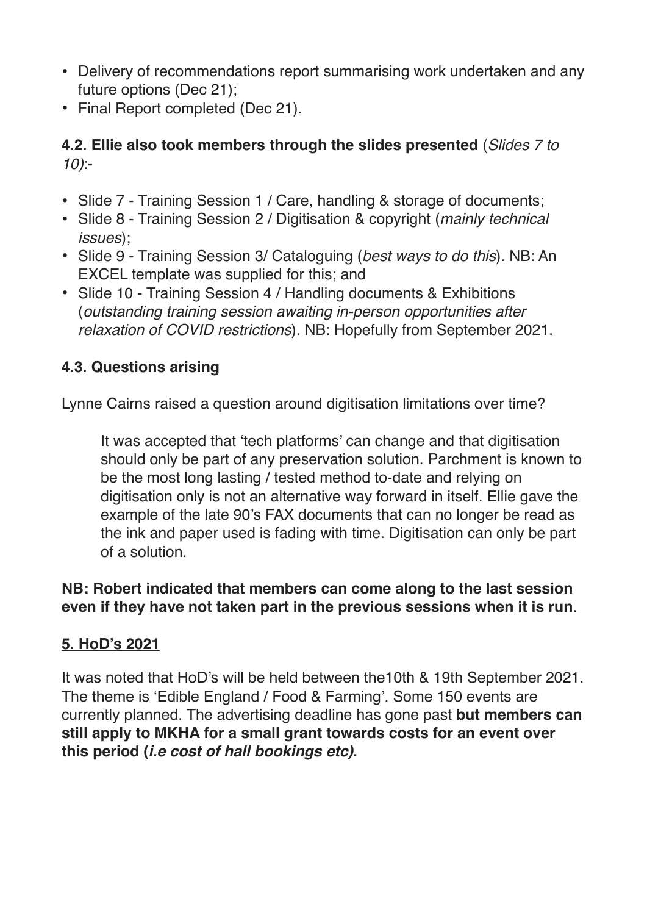- Delivery of recommendations report summarising work undertaken and any future options (Dec 21);
- Final Report completed (Dec 21).

**4.2. Ellie also took members through the slides presented** (*Slides 7 to 10)*:-

- Slide 7 - Training Session 1 / Care, handling & storage of documents;
- Slide 8 - Training Session 2 / Digitisation & copyright (*mainly technical issues*);
- Slide 9 - Training Session 3/ Cataloguing (*best ways to do this*). NB: An EXCEL template was supplied for this; and
- Slide 10 - Training Session 4 / Handling documents & Exhibitions (*outstanding training session awaiting in-person opportunities after relaxation of COVID restrictions*). NB: Hopefully from September 2021.

**4.3. Questions arising**

Lynne Cairns raised a question around digitisation limitations over time?

> It was accepted that 'tech platforms' can change and that digitisation should only be part of any preservation solution. Parchment is known to be the most long lasting / tested method to-date and relying on digitisation only is not an alternative way forward in itself. Ellie gave the example of the late 90's FAX documents that can no longer be read as the ink and paper used is fading with time. Digitisation can only be part of a solution.

**NB: Robert indicated that members can come along to the last session even if they have not taken part in the previous sessions when it is run**.

**5. HoD's 2021**

It was noted that HoD's will be held between the10th & 19th September 2021. The theme is 'Edible England / Food & Farming'. Some 150 events are currently planned. The advertising deadline has gone past **but members can still apply to MKHA for a small grant towards costs for an event over this period (*i.e cost of hall bookings etc)*.**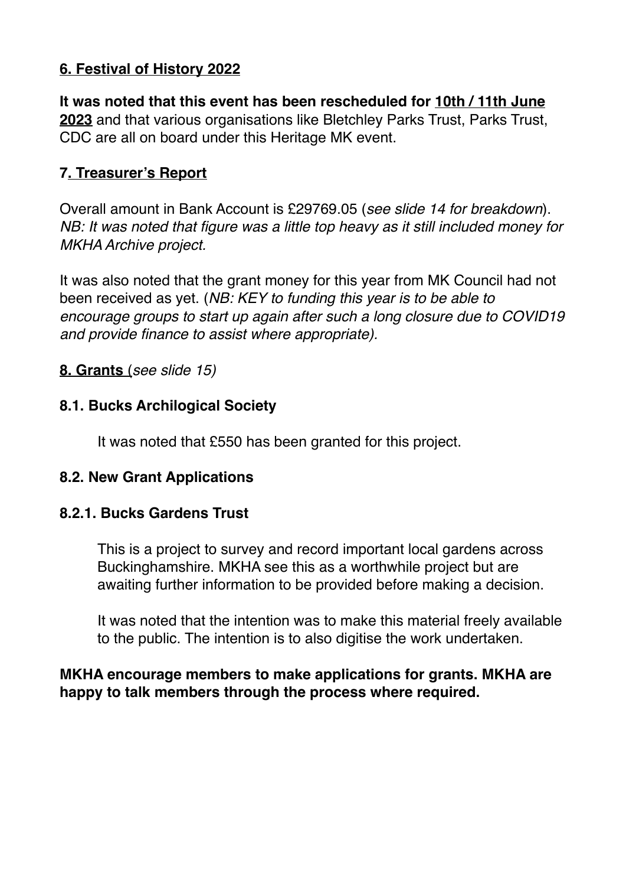## 6. Festival of History 2022

**It was noted that this event has been rescheduled for 10th / 11th June 2023** and that various organisations like Bletchley Parks Trust, Parks Trust, CDC are all on board under this Heritage MK event.

## 7. Treasurer's Report

Overall amount in Bank Account is £29769.05 (*see slide 14 for breakdown*). *NB: It was noted that figure was a little top heavy as it still included money for MKHA Archive project.*

It was also noted that the grant money for this year from MK Council had not been received as yet. (*NB: KEY to funding this year is to be able to encourage groups to start up again after such a long closure due to COVID19 and provide finance to assist where appropriate).*

## 8. Grants (*see slide 15)*

### 8.1. Bucks Archilogical Society

It was noted that £550 has been granted for this project.

### 8.2. New Grant Applications

#### 8.2.1. Bucks Gardens Trust

This is a project to survey and record important local gardens across Buckinghamshire. MKHA see this as a worthwhile project but are awaiting further information to be provided before making a decision.

It was noted that the intention was to make this material freely available to the public. The intention is to also digitise the work undertaken.

**MKHA encourage members to make applications for grants. MKHA are happy to talk members through the process where required.**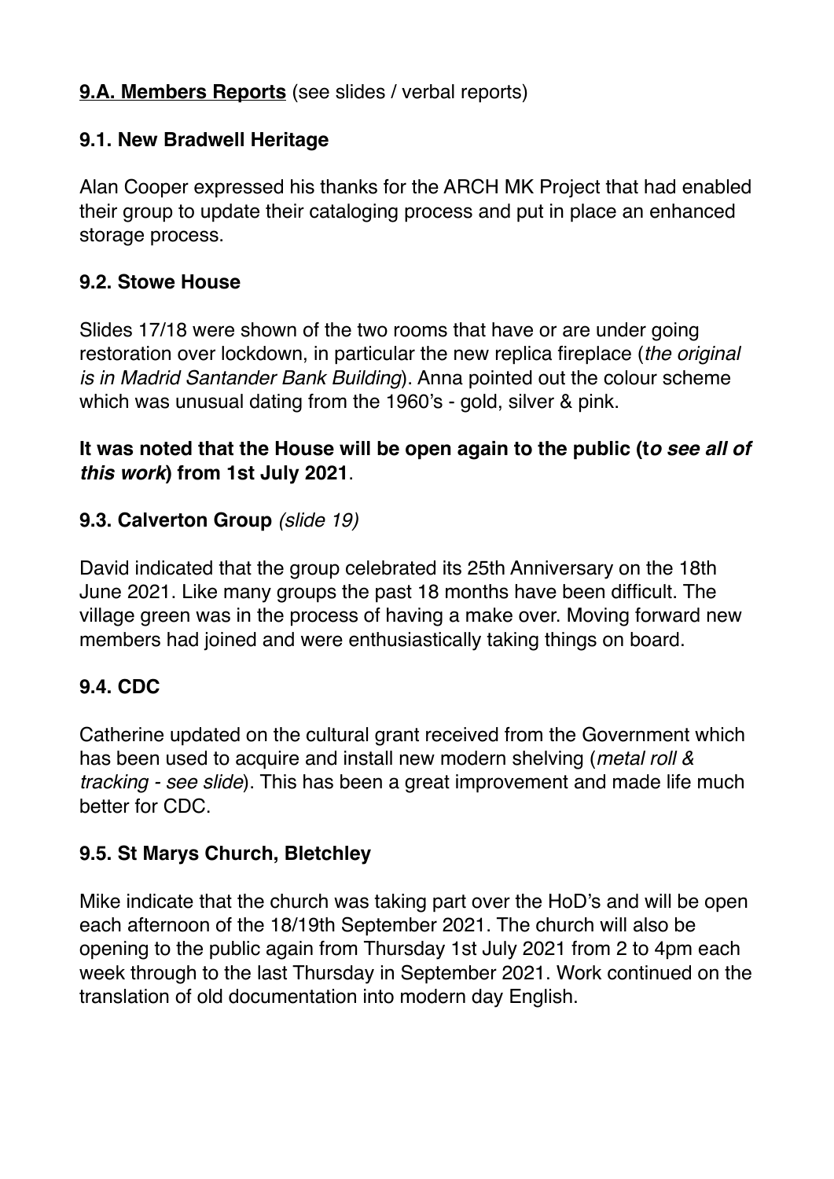**9.A. Members Reports** (see slides / verbal reports)

**9.1. New Bradwell Heritage**

Alan Cooper expressed his thanks for the ARCH MK Project that had enabled their group to update their cataloging process and put in place an enhanced storage process.

**9.2. Stowe House**

Slides 17/18 were shown of the two rooms that have or are under going restoration over lockdown, in particular the new replica fireplace (*the original is in Madrid Santander Bank Building*). Anna pointed out the colour scheme which was unusual dating from the 1960's - gold, silver & pink.

**It was noted that the House will be open again to the public (t*o see all of this work*) from 1st July 2021**.

**9.3. Calverton Group** *(slide 19)*

David indicated that the group celebrated its 25th Anniversary on the 18th June 2021. Like many groups the past 18 months have been difficult. The village green was in the process of having a make over. Moving forward new members had joined and were enthusiastically taking things on board.

**9.4. CDC**

Catherine updated on the cultural grant received from the Government which has been used to acquire and install new modern shelving (*metal roll & tracking - see slide*). This has been a great improvement and made life much better for CDC.

**9.5. St Marys Church, Bletchley**

Mike indicate that the church was taking part over the HoD's and will be open each afternoon of the 18/19th September 2021. The church will also be opening to the public again from Thursday 1st July 2021 from 2 to 4pm each week through to the last Thursday in September 2021. Work continued on the translation of old documentation into modern day English.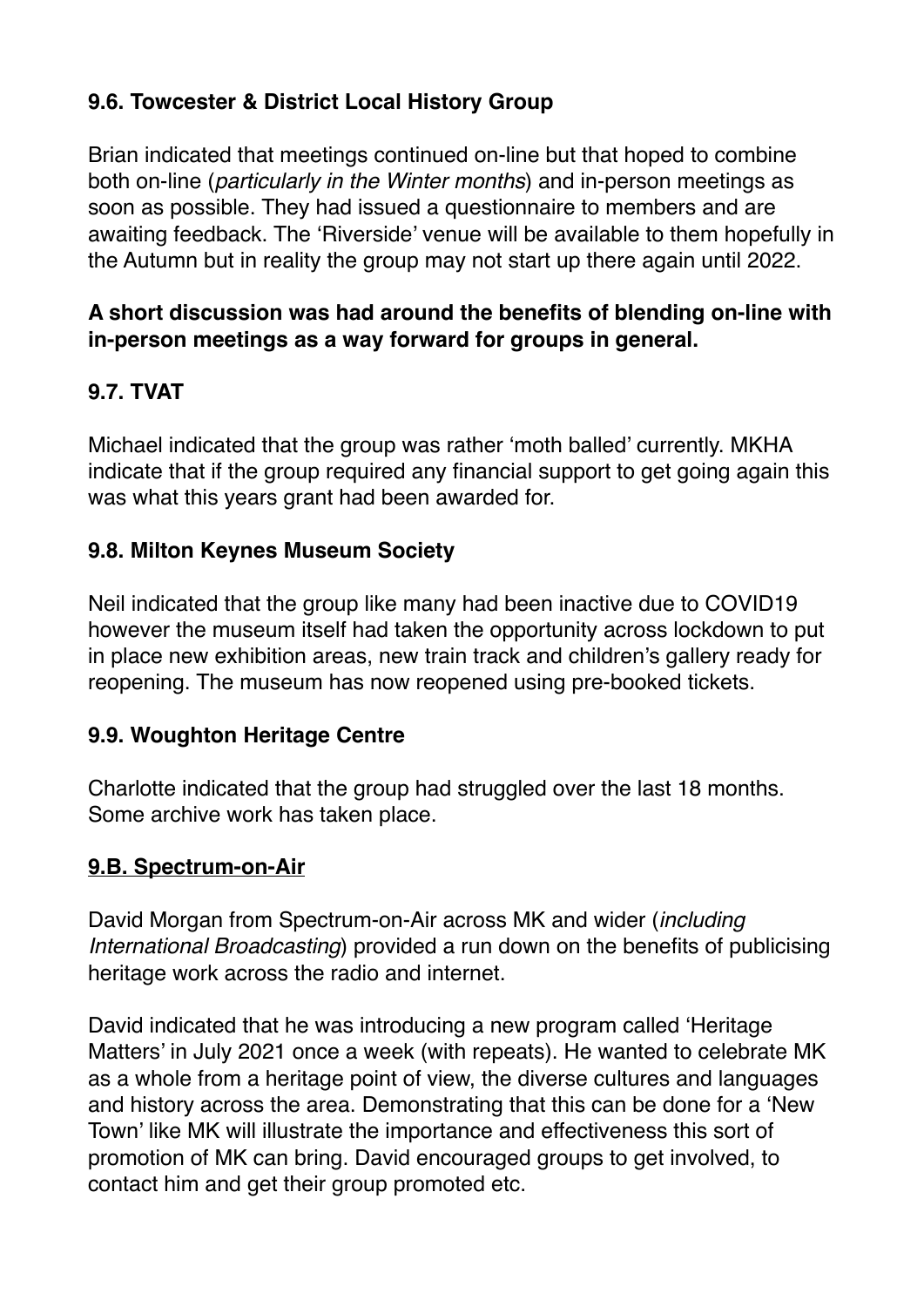**9.6. Towcester & District Local History Group**

Brian indicated that meetings continued on-line but that hoped to combine both on-line (*particularly in the Winter months*) and in-person meetings as soon as possible. They had issued a questionnaire to members and are awaiting feedback. The 'Riverside' venue will be available to them hopefully in the Autumn but in reality the group may not start up there again until 2022.

**A short discussion was had around the benefits of blending on-line with in-person meetings as a way forward for groups in general.**

**9.7. TVAT**

Michael indicated that the group was rather 'moth balled' currently. MKHA indicate that if the group required any financial support to get going again this was what this years grant had been awarded for.

**9.8. Milton Keynes Museum Society**

Neil indicated that the group like many had been inactive due to COVID19 however the museum itself had taken the opportunity across lockdown to put in place new exhibition areas, new train track and children's gallery ready for reopening. The museum has now reopened using pre-booked tickets.

**9.9. Woughton Heritage Centre**

Charlotte indicated that the group had struggled over the last 18 months. Some archive work has taken place.

**9.B. Spectrum-on-Air**

David Morgan from Spectrum-on-Air across MK and wider (*including International Broadcasting*) provided a run down on the benefits of publicising heritage work across the radio and internet.

David indicated that he was introducing a new program called 'Heritage Matters' in July 2021 once a week (with repeats). He wanted to celebrate MK as a whole from a heritage point of view, the diverse cultures and languages and history across the area. Demonstrating that this can be done for a 'New Town' like MK will illustrate the importance and effectiveness this sort of promotion of MK can bring. David encouraged groups to get involved, to contact him and get their group promoted etc.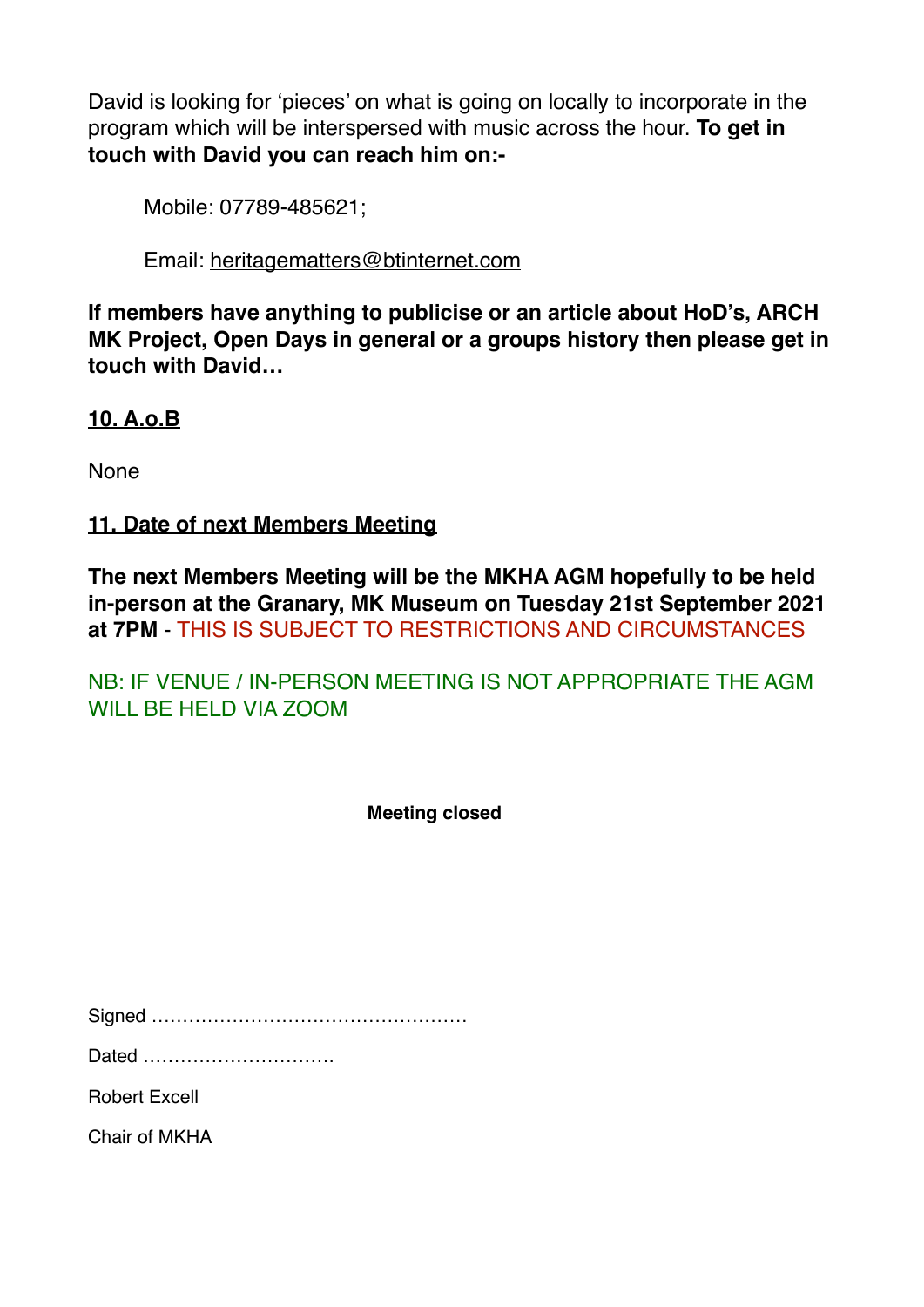David is looking for 'pieces' on what is going on locally to incorporate in the program which will be interspersed with music across the hour. **To get in touch with David you can reach him on:-**

Mobile: 07789-485621;

Email: heritagematters@btinternet.com

**If members have anything to publicise or an article about HoD's, ARCH MK Project, Open Days in general or a groups history then please get in touch with David…**

## 10. A.o.B

None

## 11. Date of next Members Meeting

**The next Members Meeting will be the MKHA AGM hopefully to be held in-person at the Granary, MK Museum on Tuesday 21st September 2021 at 7PM** - THIS IS SUBJECT TO RESTRICTIONS AND CIRCUMSTANCES

NB: IF VENUE / IN-PERSON MEETING IS NOT APPROPRIATE THE AGM WILL BE HELD VIA ZOOM

**Meeting closed**

Signed ……………………………………………

Dated ………………………….

Robert Excell

Chair of MKHA